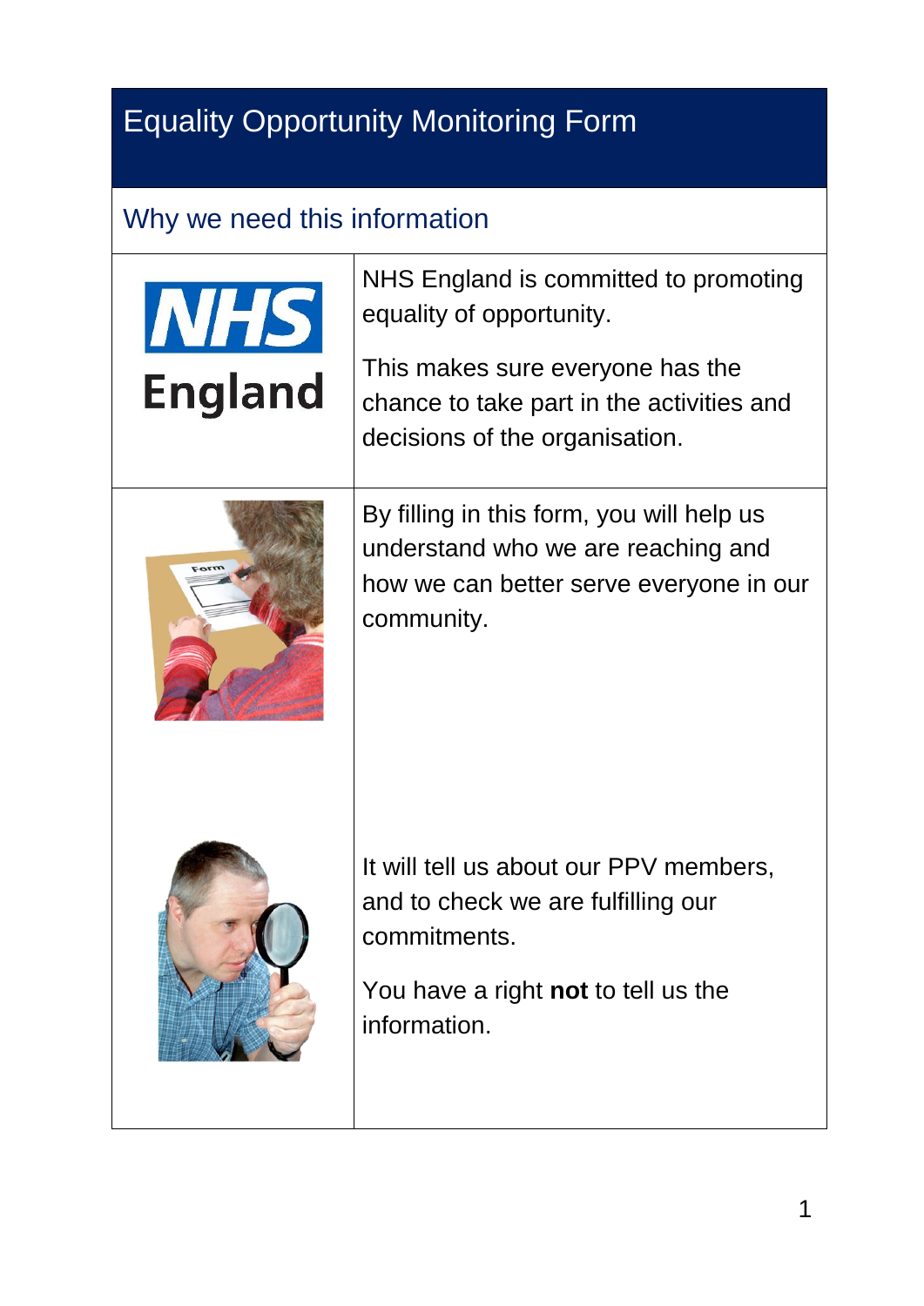# Equality Opportunity Monitoring Form

## Why we need this information

NHS England is committed to promoting equality of opportunity.

This makes sure everyone has the chance to take part in the activities and decisions of the organisation.

By filling in this form, you will help us understand who we are reaching and how we can better serve everyone in our community.

It will tell us about our PPV members, and to check we are fulfilling our commitments.

You have a right **not** to tell us the information.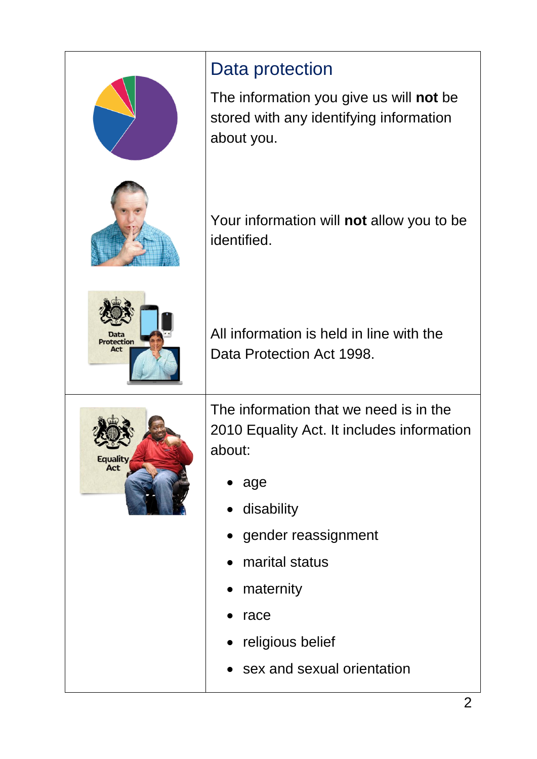## Data protection

The information you give us will **not** be stored with any identifying information about you.

Your information will **not** allow you to be identified.

All information is held in line with the Data Protection Act 1998.

The information that we need is in the 2010 Equality Act. It includes information about:

- age
- disability
- gender reassignment
- marital status
- maternity
- race
- religious belief
- sex and sexual orientation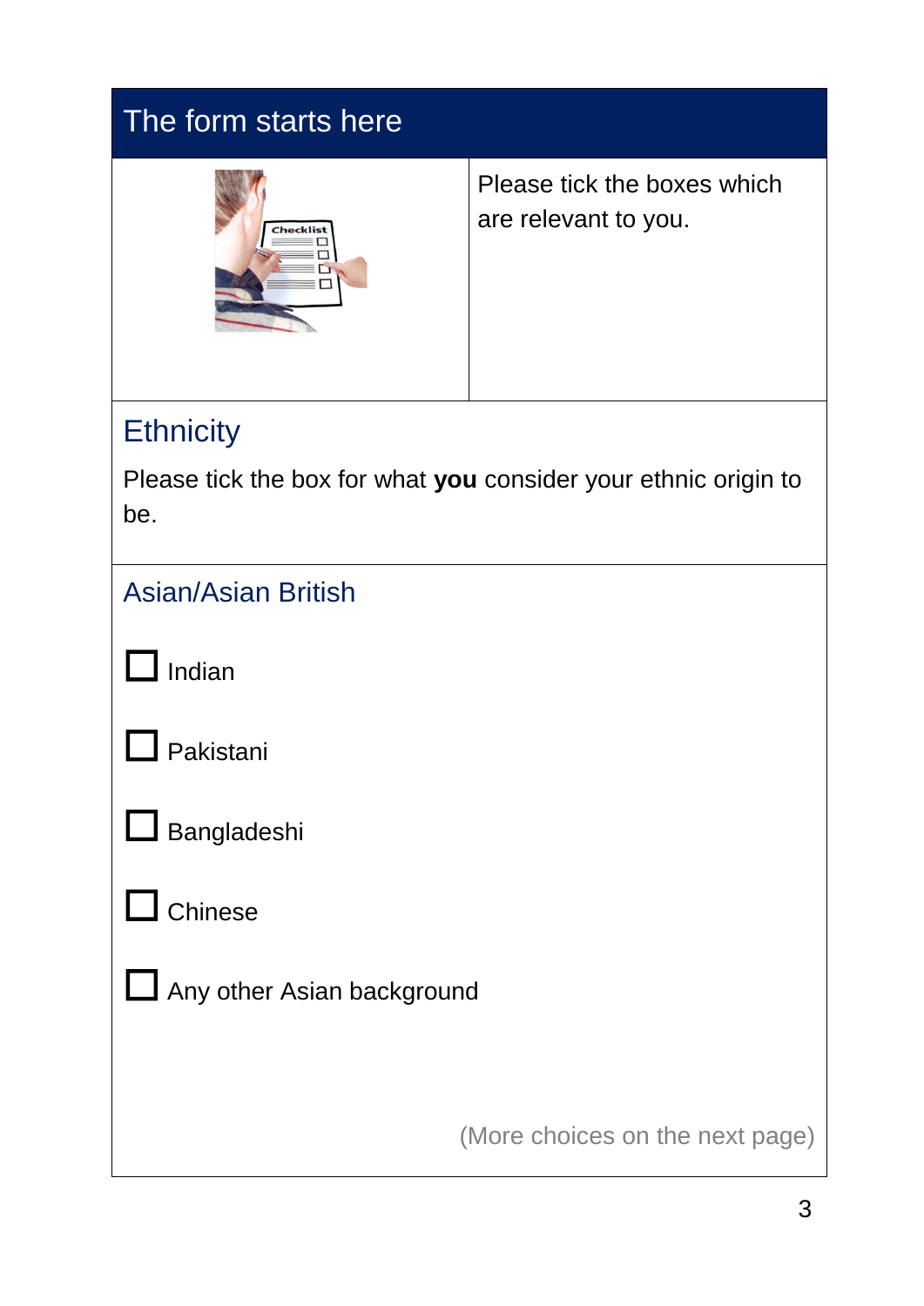## The form starts here

Please tick the boxes which are relevant to you.

## Ethnicity

Please tick the box for what **you** consider your ethnic origin to be.

### Asian/Asian British

- ☐ Indian
- ☐ Pakistani
- ☐ Bangladeshi
- ☐ Chinese
- ☐ Any other Asian background

(More choices on the next page)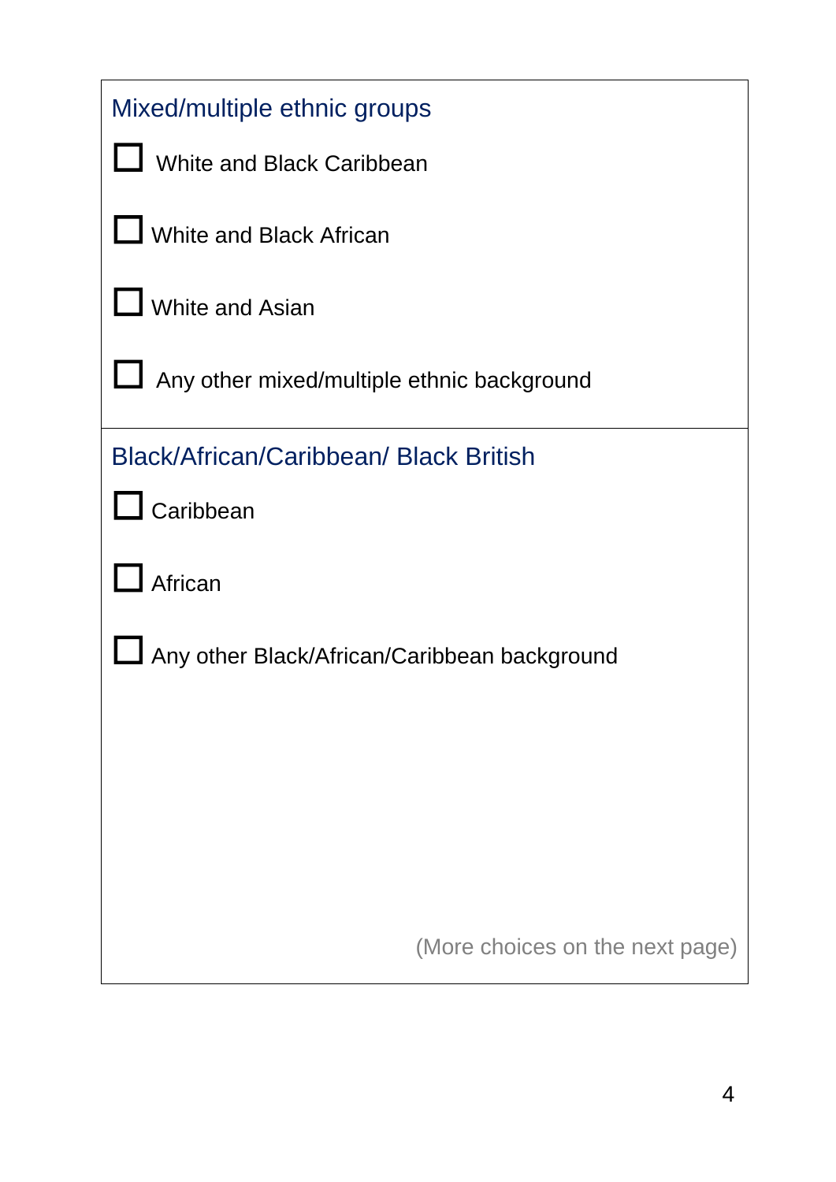## Mixed/multiple ethnic groups

- ☐ White and Black Caribbean
- ☐ White and Black African
- ☐ White and Asian
- ☐ Any other mixed/multiple ethnic background

## Black/African/Caribbean/ Black British

- ☐ Caribbean
- ☐ African
- ☐ Any other Black/African/Caribbean background

(More choices on the next page)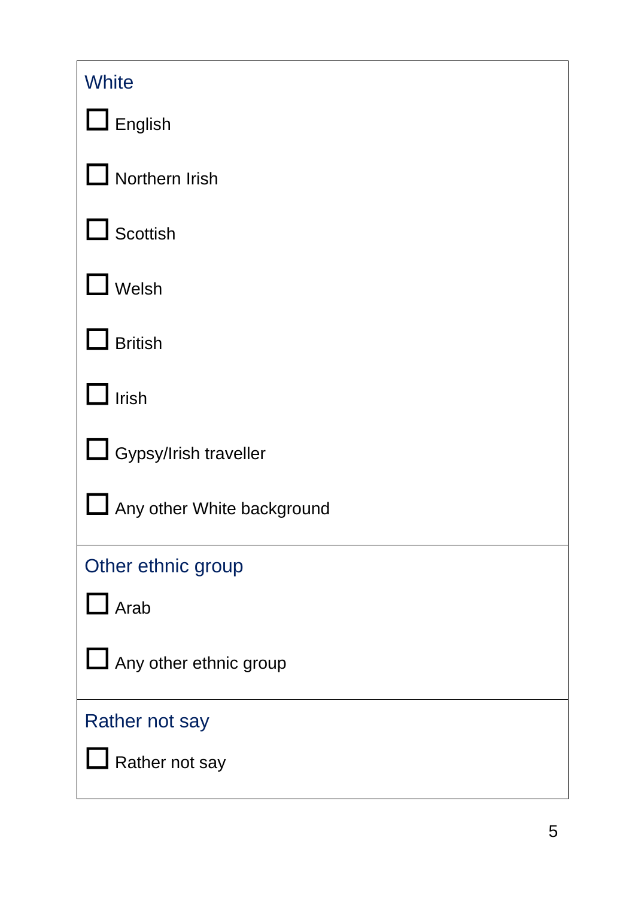### White

- ☐ English
- ☐ Northern Irish
- ☐ Scottish
- ☐ Welsh
- ☐ British
- ☐ Irish
- ☐ Gypsy/Irish traveller
- ☐ Any other White background

### Other ethnic group

- ☐ Arab
- ☐ Any other ethnic group

### Rather not say

- ☐ Rather not say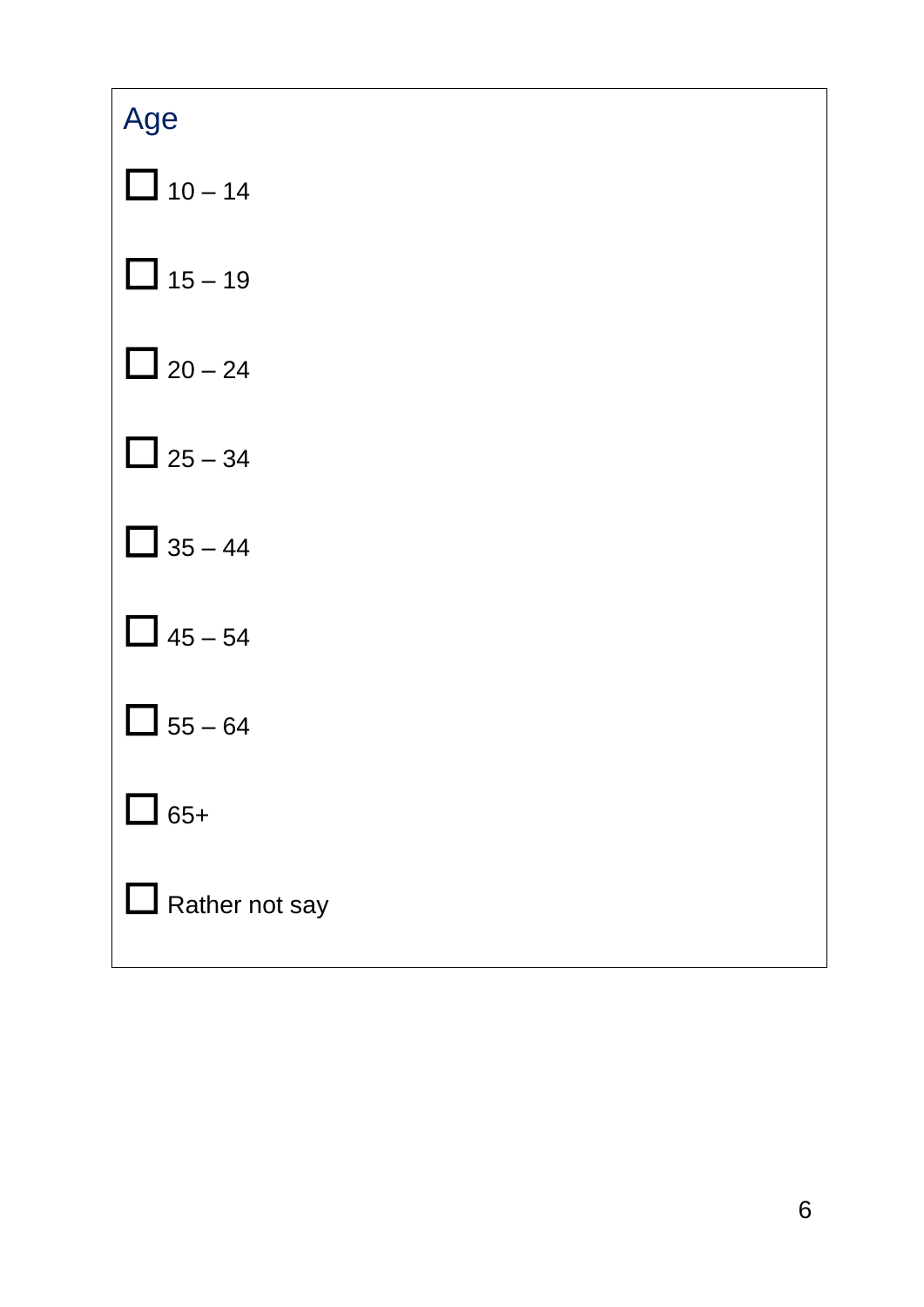## Age

- ☐ 10 – 14
- ☐ 15 – 19
- ☐ 20 – 24
- ☐ 25 – 34
- ☐ 35 – 44
- ☐ 45 – 54
- ☐ 55 – 64
- ☐ 65+
- ☐ Rather not say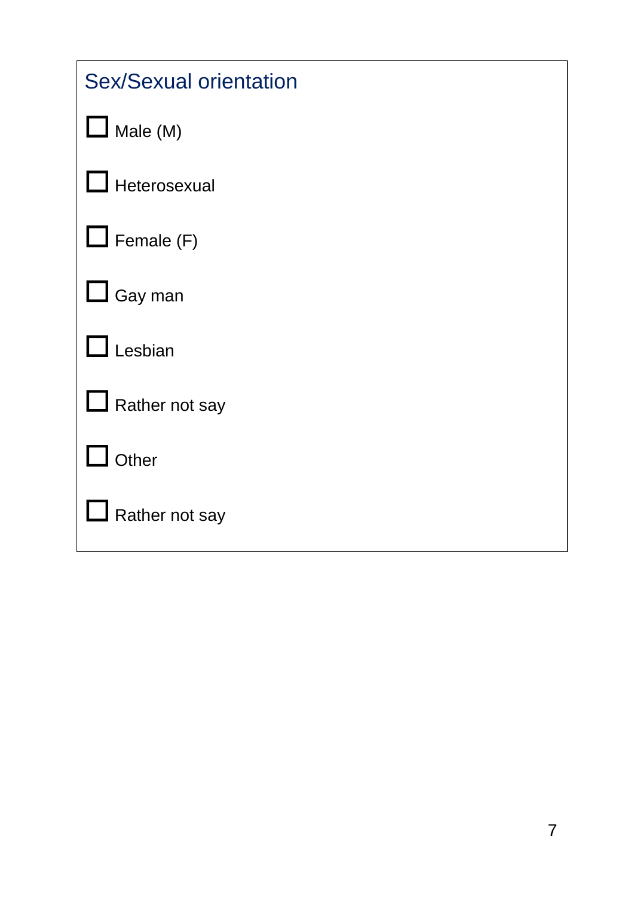## Sex/Sexual orientation

- ☐ Male (M)
- ☐ Heterosexual
- ☐ Female (F)
- ☐ Gay man
- ☐ Lesbian
- ☐ Rather not say
- ☐ Other
- ☐ Rather not say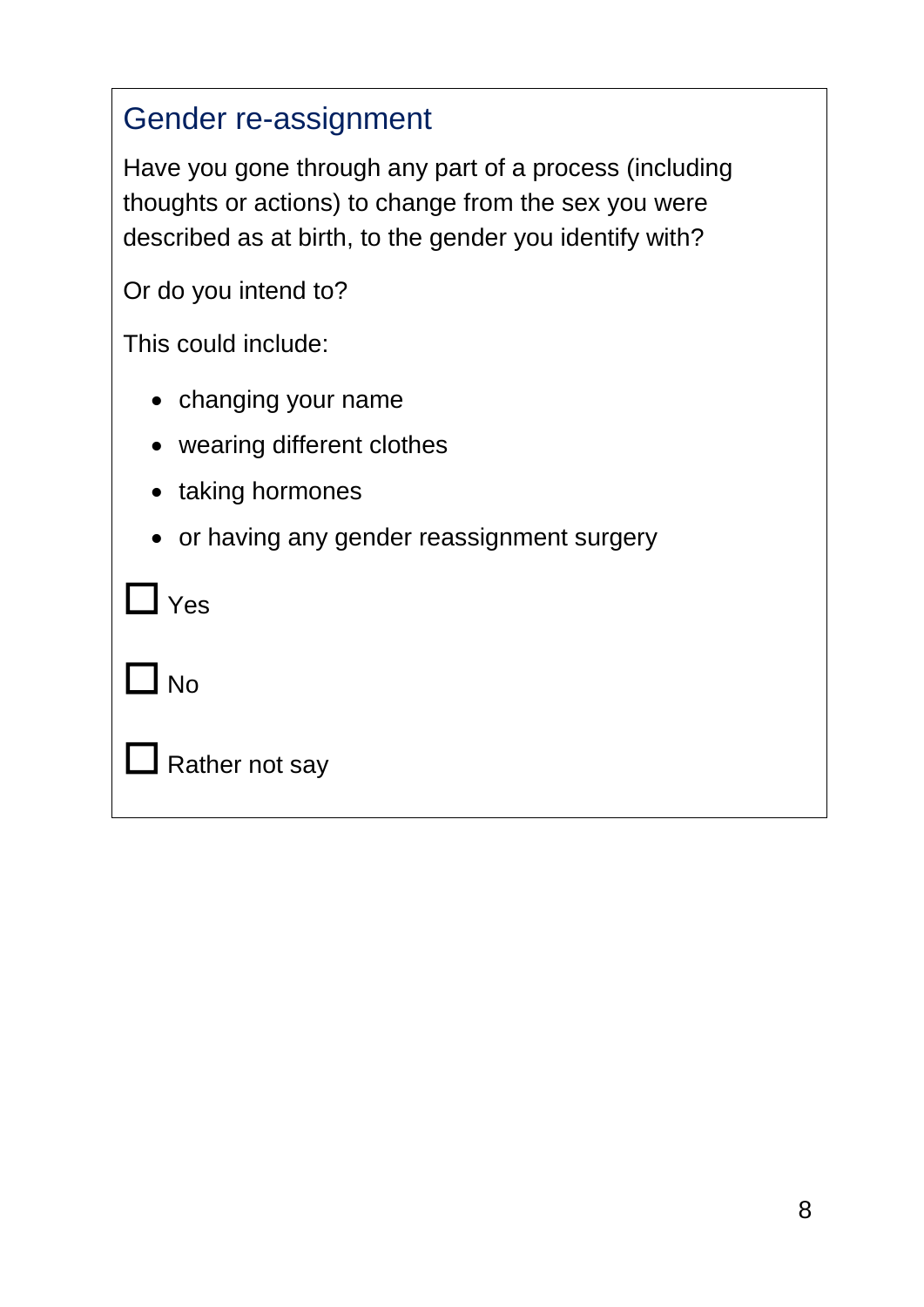## Gender re-assignment

Have you gone through any part of a process (including thoughts or actions) to change from the sex you were described as at birth, to the gender you identify with?

Or do you intend to?

This could include:

- changing your name
- wearing different clothes
- taking hormones
- or having any gender reassignment surgery

☐ Yes

☐ No

☐ Rather not say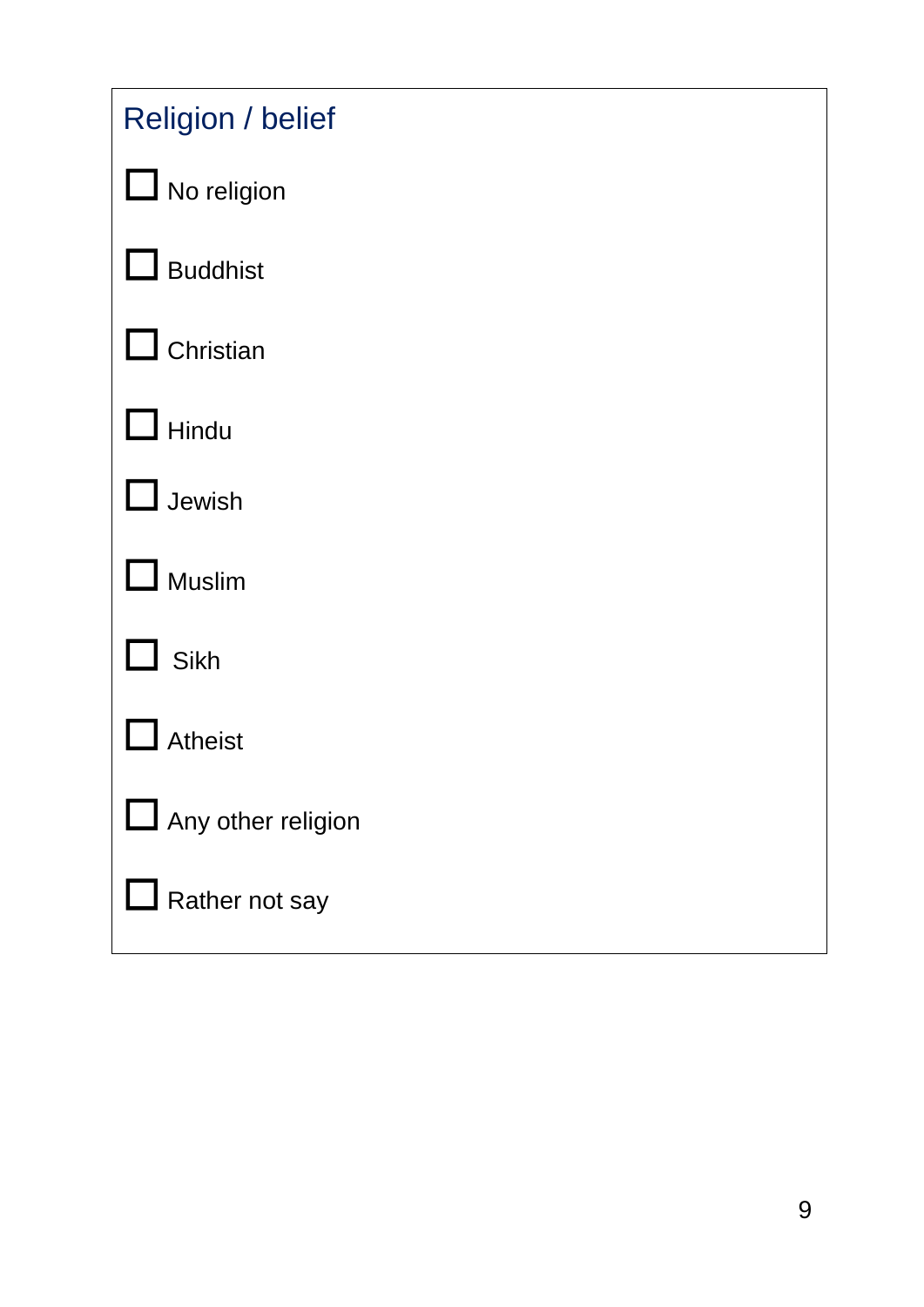## Religion / belief

- ☐ No religion
- ☐ Buddhist
- ☐ Christian
- ☐ Hindu
- ☐ Jewish
- ☐ Muslim
- ☐ Sikh
- ☐ Atheist
- ☐ Any other religion
- ☐ Rather not say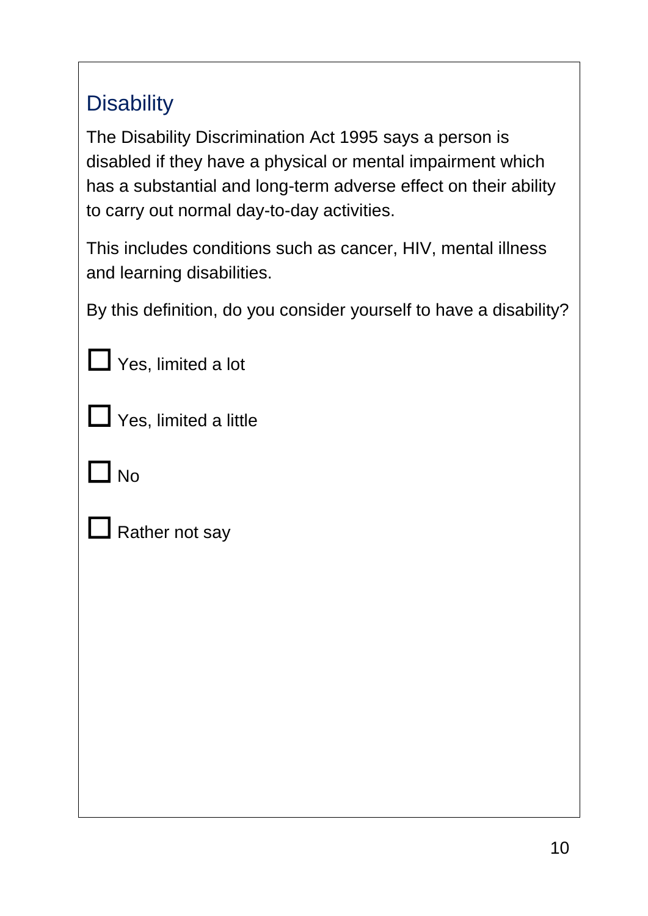## Disability

The Disability Discrimination Act 1995 says a person is disabled if they have a physical or mental impairment which has a substantial and long-term adverse effect on their ability to carry out normal day-to-day activities.

This includes conditions such as cancer, HIV, mental illness and learning disabilities.

By this definition, do you consider yourself to have a disability?

☐ Yes, limited a lot

☐ Yes, limited a little

☐ No

☐ Rather not say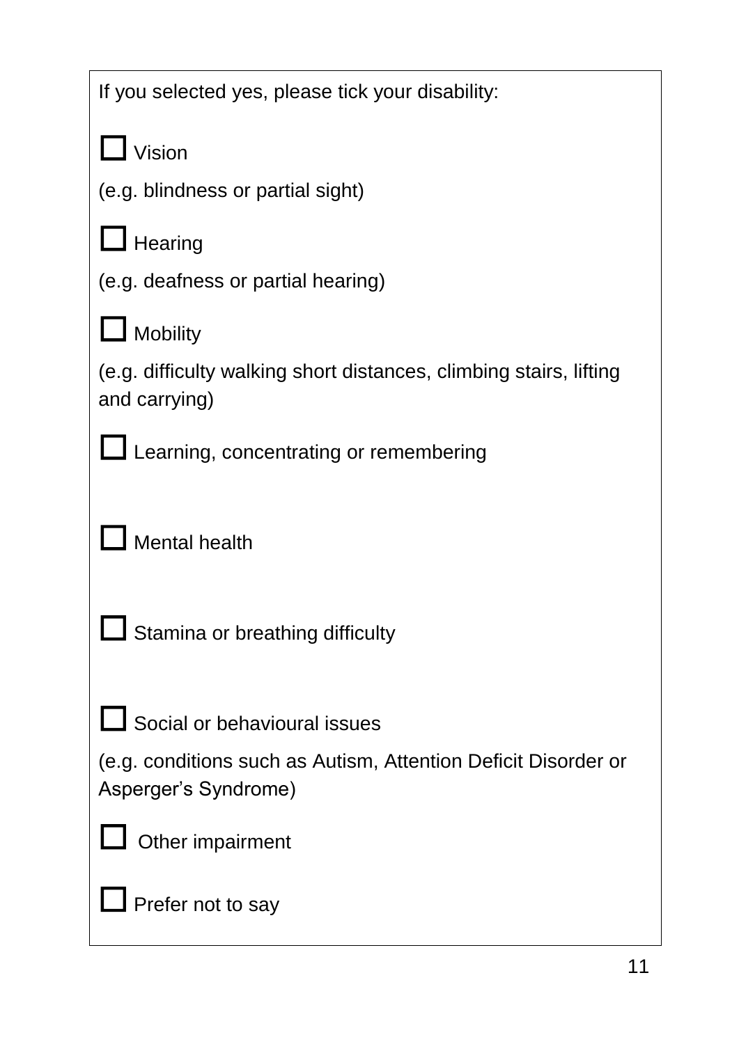If you selected yes, please tick your disability:

☐ Vision

(e.g. blindness or partial sight)

☐ Hearing

(e.g. deafness or partial hearing)

☐ Mobility

(e.g. difficulty walking short distances, climbing stairs, lifting and carrying)

☐ Learning, concentrating or remembering

☐ Mental health

☐ Stamina or breathing difficulty

☐ Social or behavioural issues

(e.g. conditions such as Autism, Attention Deficit Disorder or Asperger's Syndrome)

☐ Other impairment

☐ Prefer not to say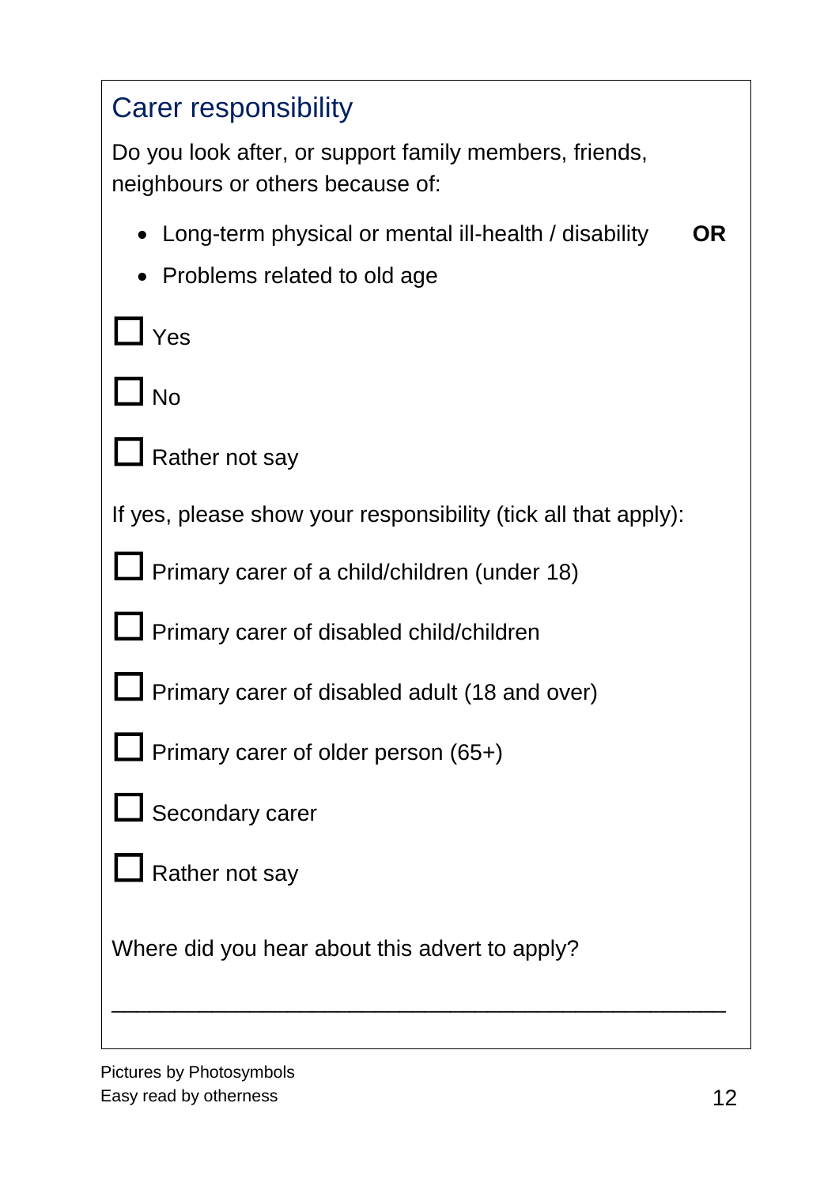## Carer responsibility

Do you look after, or support family members, friends, neighbours or others because of:

- Long-term physical or mental ill-health / disability **OR**
- Problems related to old age

☐ Yes

☐ No

☐ Rather not say

If yes, please show your responsibility (tick all that apply):

☐ Primary carer of a child/children (under 18)

☐ Primary carer of disabled child/children

☐ Primary carer of disabled adult (18 and over)

☐ Primary carer of older person (65+)

☐ Secondary carer

☐ Rather not say

Where did you hear about this advert to apply?

\_\_\_\_\_\_\_\_\_\_\_\_\_\_\_\_\_\_\_\_\_\_\_\_\_\_\_\_\_\_\_\_\_\_\_\_\_\_\_\_\_\_\_\_

Pictures by Photosymbols
Easy read by otherness